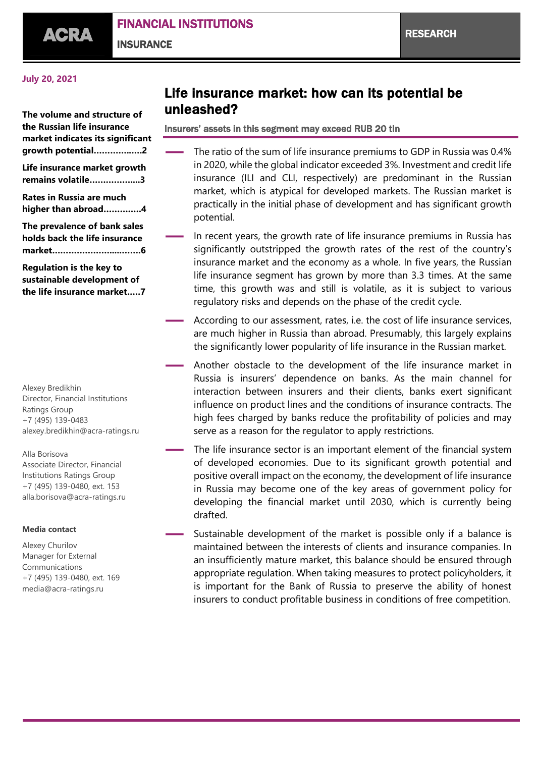July 20, 2021

# Life insurance market: how can its potential be unleashed?

## Insurers' assets in this segment may exceed RUB 20 tln

**The volume and structure of the Russian life insurance market indicates its significant growth potential……………..2**

**Life insurance market growth remains volatile………………..3**

**Rates in Russia are much higher than abroad………….4**

**The prevalence of bank sales holds back the life insurance market…………………………….6**

**Regulation is the key to sustainable development of the life insurance market…..7**

- The ratio of the sum of life insurance premiums to GDP in Russia was 0.4% in 2020, while the global indicator exceeded 3%. Investment and credit life insurance (ILI and CLI, respectively) are predominant in the Russian market, which is atypical for developed markets. The Russian market is practically in the initial phase of development and has significant growth potential.
- In recent years, the growth rate of life insurance premiums in Russia has significantly outstripped the growth rates of the rest of the country's insurance market and the economy as a whole. In five years, the Russian life insurance segment has grown by more than 3.3 times. At the same time, this growth was and still is volatile, as it is subject to various regulatory risks and depends on the phase of the credit cycle.
- According to our assessment, rates, i.e. the cost of life insurance services, are much higher in Russia than abroad. Presumably, this largely explains the significantly lower popularity of life insurance in the Russian market.
- Another obstacle to the development of the life insurance market in Russia is insurers' dependence on banks. As the main channel for interaction between insurers and their clients, banks exert significant influence on product lines and the conditions of insurance contracts. The high fees charged by banks reduce the profitability of policies and may serve as a reason for the regulator to apply restrictions.
- The life insurance sector is an important element of the financial system of developed economies. Due to its significant growth potential and positive overall impact on the economy, the development of life insurance in Russia may become one of the key areas of government policy for developing the financial market until 2030, which is currently being drafted.
- Sustainable development of the market is possible only if a balance is maintained between the interests of clients and insurance companies. In an insufficiently mature market, this balance should be ensured through appropriate regulation. When taking measures to protect policyholders, it is important for the Bank of Russia to preserve the ability of honest insurers to conduct profitable business in conditions of free competition.

Alexey Bredikhin
Director, Financial Institutions Ratings Group
+7 (495) 139-0483
alexey.bredikhin@acra-ratings.ru

Alla Borisova
Associate Director, Financial Institutions Ratings Group
+7 (495) 139-0480, ext. 153
alla.borisova@acra-ratings.ru

**Media contact**

Alexey Churilov
Manager for External Communications
+7 (495) 139-0480, ext. 169
media@acra-ratings.ru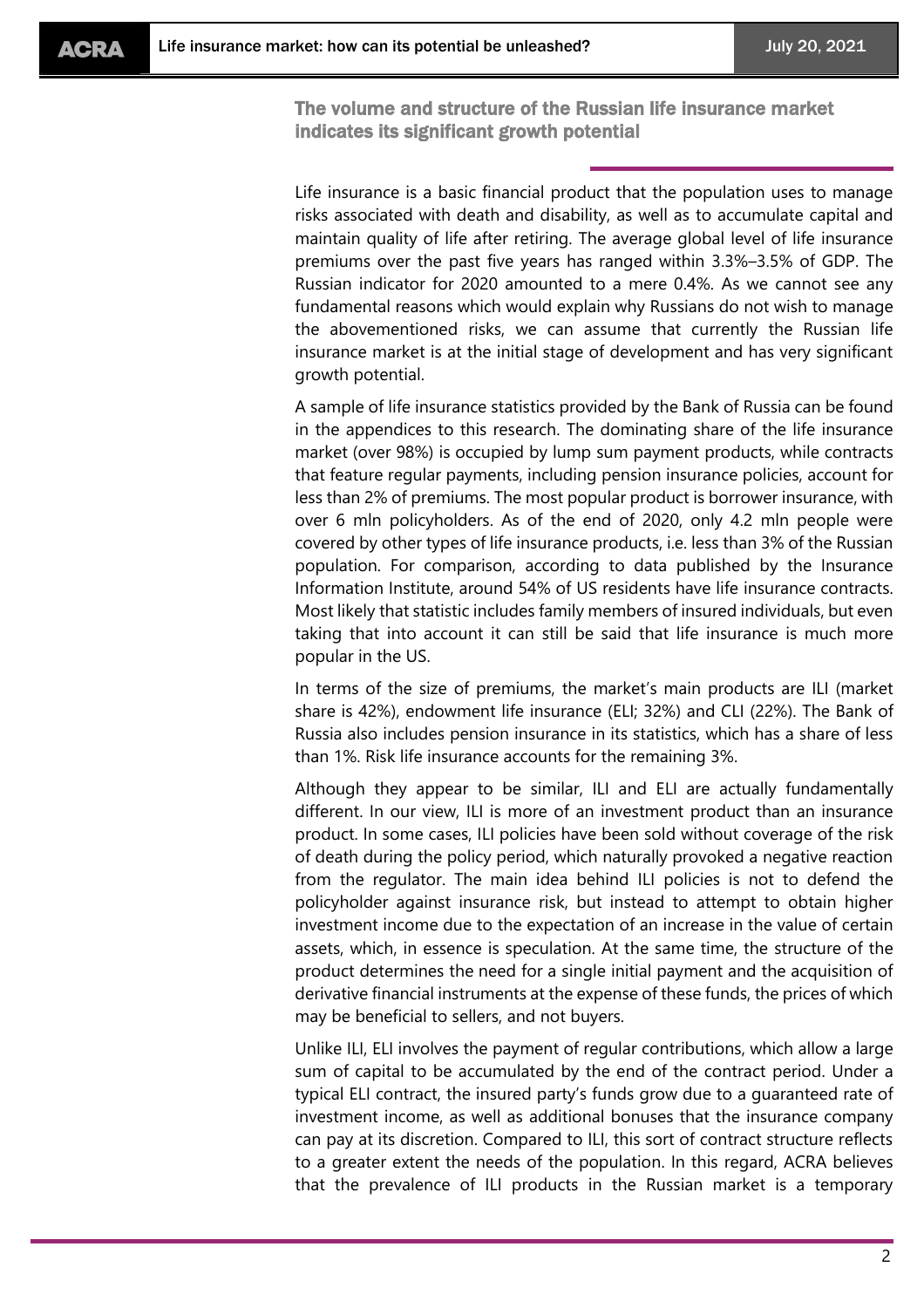## The volume and structure of the Russian life insurance market indicates its significant growth potential

Life insurance is a basic financial product that the population uses to manage risks associated with death and disability, as well as to accumulate capital and maintain quality of life after retiring. The average global level of life insurance premiums over the past five years has ranged within 3.3%–3.5% of GDP. The Russian indicator for 2020 amounted to a mere 0.4%. As we cannot see any fundamental reasons which would explain why Russians do not wish to manage the abovementioned risks, we can assume that currently the Russian life insurance market is at the initial stage of development and has very significant growth potential.

A sample of life insurance statistics provided by the Bank of Russia can be found in the appendices to this research. The dominating share of the life insurance market (over 98%) is occupied by lump sum payment products, while contracts that feature regular payments, including pension insurance policies, account for less than 2% of premiums. The most popular product is borrower insurance, with over 6 mln policyholders. As of the end of 2020, only 4.2 mln people were covered by other types of life insurance products, i.e. less than 3% of the Russian population. For comparison, according to data published by the Insurance Information Institute, around 54% of US residents have life insurance contracts. Most likely that statistic includes family members of insured individuals, but even taking that into account it can still be said that life insurance is much more popular in the US.

In terms of the size of premiums, the market's main products are ILI (market share is 42%), endowment life insurance (ELI; 32%) and CLI (22%). The Bank of Russia also includes pension insurance in its statistics, which has a share of less than 1%. Risk life insurance accounts for the remaining 3%.

Although they appear to be similar, ILI and ELI are actually fundamentally different. In our view, ILI is more of an investment product than an insurance product. In some cases, ILI policies have been sold without coverage of the risk of death during the policy period, which naturally provoked a negative reaction from the regulator. The main idea behind ILI policies is not to defend the policyholder against insurance risk, but instead to attempt to obtain higher investment income due to the expectation of an increase in the value of certain assets, which, in essence is speculation. At the same time, the structure of the product determines the need for a single initial payment and the acquisition of derivative financial instruments at the expense of these funds, the prices of which may be beneficial to sellers, and not buyers.

Unlike ILI, ELI involves the payment of regular contributions, which allow a large sum of capital to be accumulated by the end of the contract period. Under a typical ELI contract, the insured party's funds grow due to a guaranteed rate of investment income, as well as additional bonuses that the insurance company can pay at its discretion. Compared to ILI, this sort of contract structure reflects to a greater extent the needs of the population. In this regard, ACRA believes that the prevalence of ILI products in the Russian market is a temporary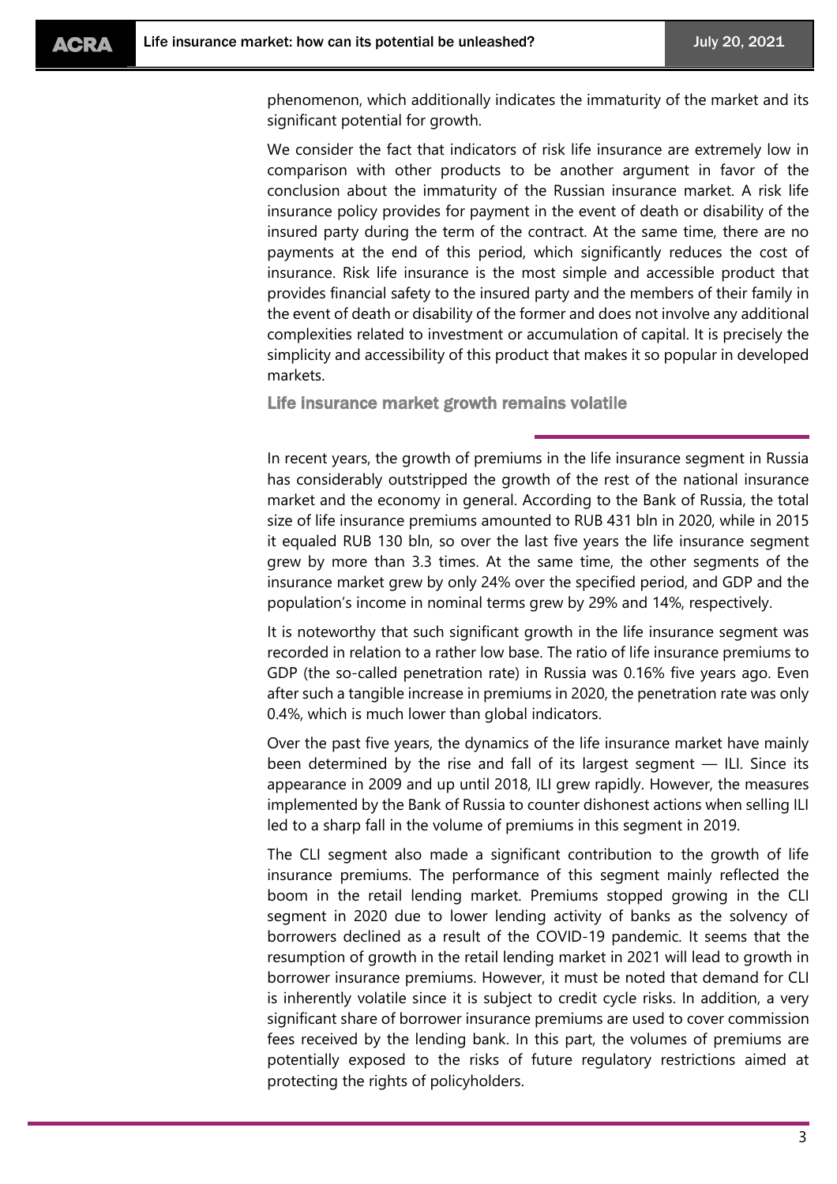phenomenon, which additionally indicates the immaturity of the market and its significant potential for growth.

We consider the fact that indicators of risk life insurance are extremely low in comparison with other products to be another argument in favor of the conclusion about the immaturity of the Russian insurance market. A risk life insurance policy provides for payment in the event of death or disability of the insured party during the term of the contract. At the same time, there are no payments at the end of this period, which significantly reduces the cost of insurance. Risk life insurance is the most simple and accessible product that provides financial safety to the insured party and the members of their family in the event of death or disability of the former and does not involve any additional complexities related to investment or accumulation of capital. It is precisely the simplicity and accessibility of this product that makes it so popular in developed markets.

## Life insurance market growth remains volatile

In recent years, the growth of premiums in the life insurance segment in Russia has considerably outstripped the growth of the rest of the national insurance market and the economy in general. According to the Bank of Russia, the total size of life insurance premiums amounted to RUB 431 bln in 2020, while in 2015 it equaled RUB 130 bln, so over the last five years the life insurance segment grew by more than 3.3 times. At the same time, the other segments of the insurance market grew by only 24% over the specified period, and GDP and the population's income in nominal terms grew by 29% and 14%, respectively.

It is noteworthy that such significant growth in the life insurance segment was recorded in relation to a rather low base. The ratio of life insurance premiums to GDP (the so-called penetration rate) in Russia was 0.16% five years ago. Even after such a tangible increase in premiums in 2020, the penetration rate was only 0.4%, which is much lower than global indicators.

Over the past five years, the dynamics of the life insurance market have mainly been determined by the rise and fall of its largest segment — ILI. Since its appearance in 2009 and up until 2018, ILI grew rapidly. However, the measures implemented by the Bank of Russia to counter dishonest actions when selling ILI led to a sharp fall in the volume of premiums in this segment in 2019.

The CLI segment also made a significant contribution to the growth of life insurance premiums. The performance of this segment mainly reflected the boom in the retail lending market. Premiums stopped growing in the CLI segment in 2020 due to lower lending activity of banks as the solvency of borrowers declined as a result of the COVID-19 pandemic. It seems that the resumption of growth in the retail lending market in 2021 will lead to growth in borrower insurance premiums. However, it must be noted that demand for CLI is inherently volatile since it is subject to credit cycle risks. In addition, a very significant share of borrower insurance premiums are used to cover commission fees received by the lending bank. In this part, the volumes of premiums are potentially exposed to the risks of future regulatory restrictions aimed at protecting the rights of policyholders.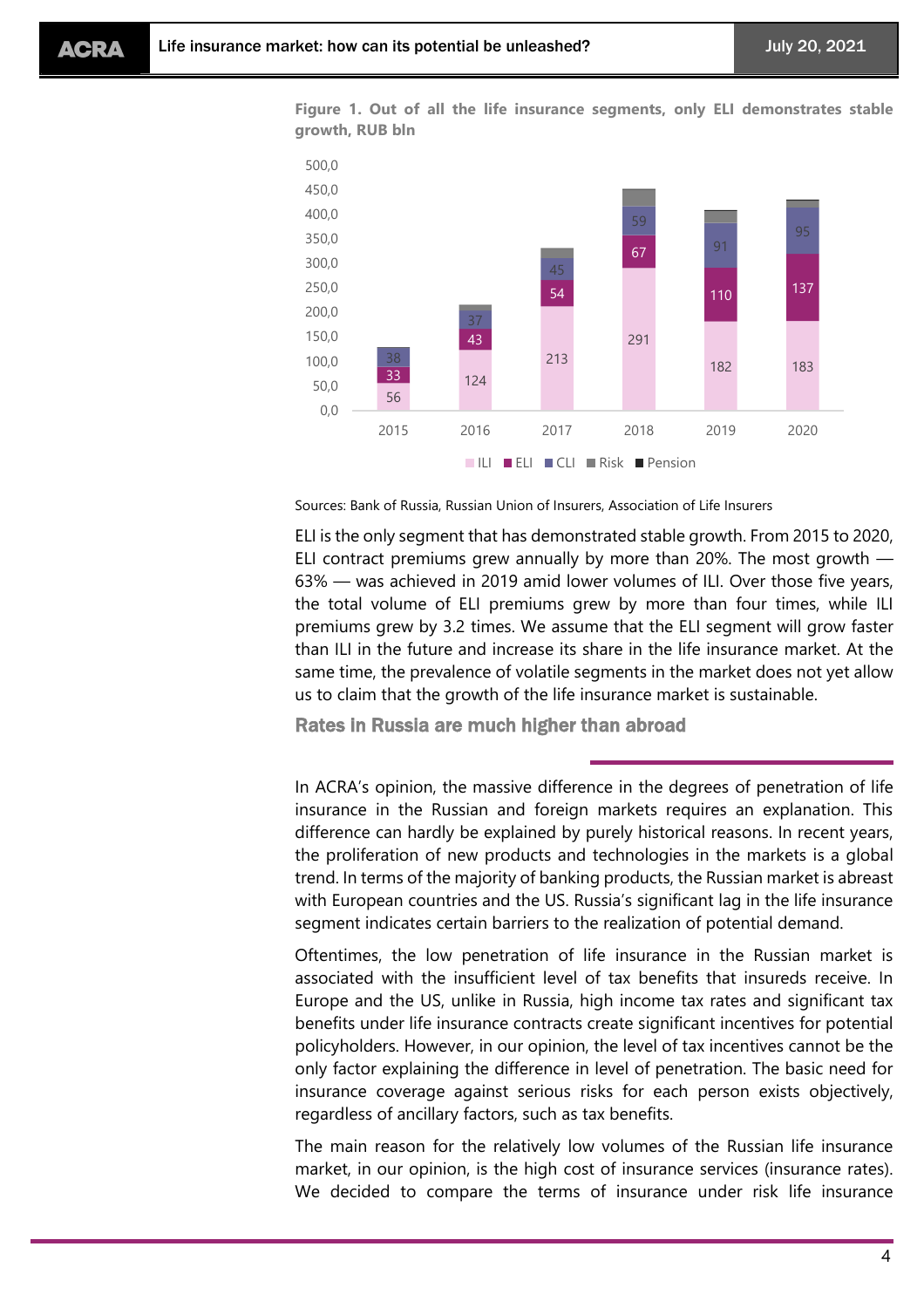**Figure 1. Out of all the life insurance segments, only ELI demonstrates stable growth, RUB bln**

500,0
450,0
400,0
350,0
300,0
250,0
200,0
150,0
100,0
50,0
0,0

2015: 56, 33, 38
2016: 124, 43, 37
2017: 213, 54, 45
2018: 291, 67, 59
2019: 182, 110, 91
2020: 183, 137, 95

ILI ELI CLI Risk Pension

Sources: Bank of Russia, Russian Union of Insurers, Association of Life Insurers

ELI is the only segment that has demonstrated stable growth. From 2015 to 2020, ELI contract premiums grew annually by more than 20%. The most growth — 63% — was achieved in 2019 amid lower volumes of ILI. Over those five years, the total volume of ELI premiums grew by more than four times, while ILI premiums grew by 3.2 times. We assume that the ELI segment will grow faster than ILI in the future and increase its share in the life insurance market. At the same time, the prevalence of volatile segments in the market does not yet allow us to claim that the growth of the life insurance market is sustainable.

## Rates in Russia are much higher than abroad

In ACRA's opinion, the massive difference in the degrees of penetration of life insurance in the Russian and foreign markets requires an explanation. This difference can hardly be explained by purely historical reasons. In recent years, the proliferation of new products and technologies in the markets is a global trend. In terms of the majority of banking products, the Russian market is abreast with European countries and the US. Russia's significant lag in the life insurance segment indicates certain barriers to the realization of potential demand.

Oftentimes, the low penetration of life insurance in the Russian market is associated with the insufficient level of tax benefits that insureds receive. In Europe and the US, unlike in Russia, high income tax rates and significant tax benefits under life insurance contracts create significant incentives for potential policyholders. However, in our opinion, the level of tax incentives cannot be the only factor explaining the difference in level of penetration. The basic need for insurance coverage against serious risks for each person exists objectively, regardless of ancillary factors, such as tax benefits.

The main reason for the relatively low volumes of the Russian life insurance market, in our opinion, is the high cost of insurance services (insurance rates). We decided to compare the terms of insurance under risk life insurance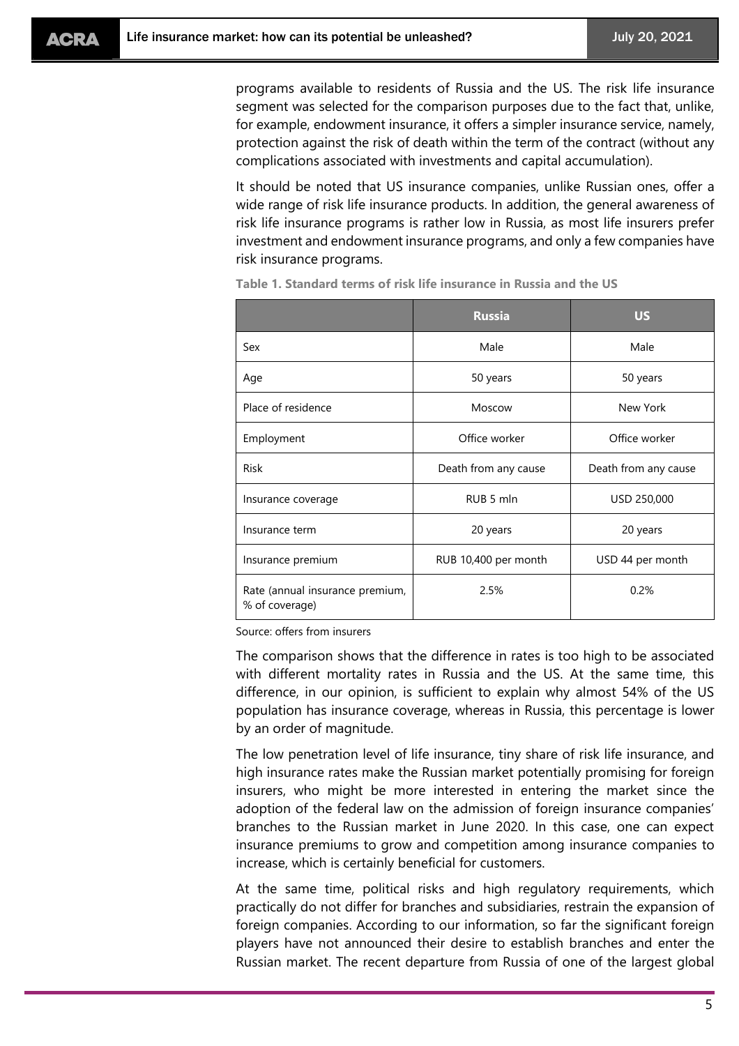programs available to residents of Russia and the US. The risk life insurance segment was selected for the comparison purposes due to the fact that, unlike, for example, endowment insurance, it offers a simpler insurance service, namely, protection against the risk of death within the term of the contract (without any complications associated with investments and capital accumulation).

It should be noted that US insurance companies, unlike Russian ones, offer a wide range of risk life insurance products. In addition, the general awareness of risk life insurance programs is rather low in Russia, as most life insurers prefer investment and endowment insurance programs, and only a few companies have risk insurance programs.

**Table 1. Standard terms of risk life insurance in Russia and the US**

| | Russia | US |
|---|---|---|
| Sex | Male | Male |
| Age | 50 years | 50 years |
| Place of residence | Moscow | New York |
| Employment | Office worker | Office worker |
| Risk | Death from any cause | Death from any cause |
| Insurance coverage | RUB 5 mln | USD 250,000 |
| Insurance term | 20 years | 20 years |
| Insurance premium | RUB 10,400 per month | USD 44 per month |
| Rate (annual insurance premium, % of coverage) | 2.5% | 0.2% |

Source: offers from insurers

The comparison shows that the difference in rates is too high to be associated with different mortality rates in Russia and the US. At the same time, this difference, in our opinion, is sufficient to explain why almost 54% of the US population has insurance coverage, whereas in Russia, this percentage is lower by an order of magnitude.

The low penetration level of life insurance, tiny share of risk life insurance, and high insurance rates make the Russian market potentially promising for foreign insurers, who might be more interested in entering the market since the adoption of the federal law on the admission of foreign insurance companies' branches to the Russian market in June 2020. In this case, one can expect insurance premiums to grow and competition among insurance companies to increase, which is certainly beneficial for customers.

At the same time, political risks and high regulatory requirements, which practically do not differ for branches and subsidiaries, restrain the expansion of foreign companies. According to our information, so far the significant foreign players have not announced their desire to establish branches and enter the Russian market. The recent departure from Russia of one of the largest global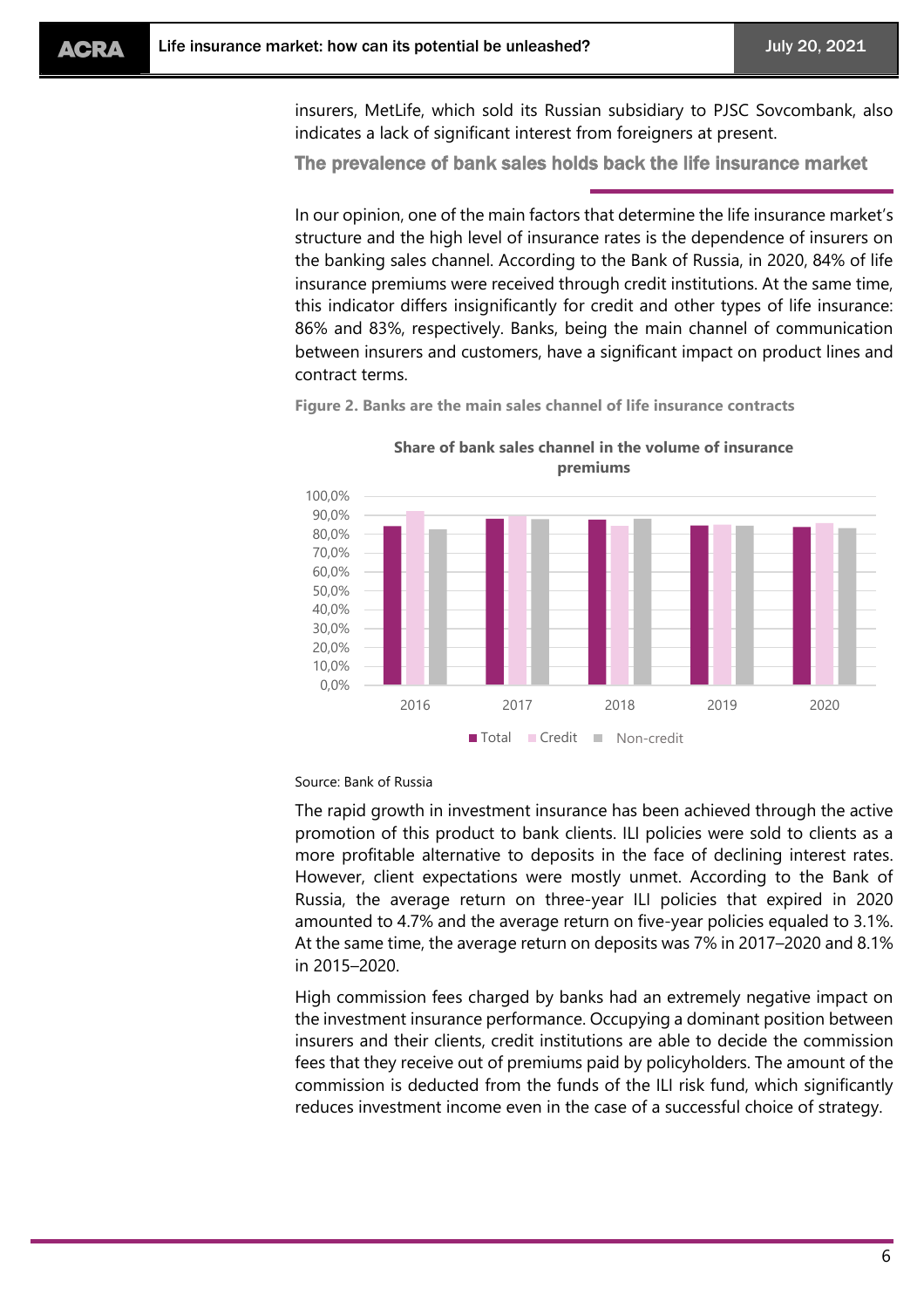insurers, MetLife, which sold its Russian subsidiary to PJSC Sovcombank, also indicates a lack of significant interest from foreigners at present.

## The prevalence of bank sales holds back the life insurance market

In our opinion, one of the main factors that determine the life insurance market's structure and the high level of insurance rates is the dependence of insurers on the banking sales channel. According to the Bank of Russia, in 2020, 84% of life insurance premiums were received through credit institutions. At the same time, this indicator differs insignificantly for credit and other types of life insurance: 86% and 83%, respectively. Banks, being the main channel of communication between insurers and customers, have a significant impact on product lines and contract terms.

**Figure 2. Banks are the main sales channel of life insurance contracts**

Share of bank sales channel in the volume of insurance premiums

100,0%
90,0%
80,0%
70,0%
60,0%
50,0%
40,0%
30,0%
20,0%
10,0%
0,0%

2016 2017 2018 2019 2020

Total Credit Non-credit

Source: Bank of Russia

The rapid growth in investment insurance has been achieved through the active promotion of this product to bank clients. ILI policies were sold to clients as a more profitable alternative to deposits in the face of declining interest rates. However, client expectations were mostly unmet. According to the Bank of Russia, the average return on three-year ILI policies that expired in 2020 amounted to 4.7% and the average return on five-year policies equaled to 3.1%. At the same time, the average return on deposits was 7% in 2017–2020 and 8.1% in 2015–2020.

High commission fees charged by banks had an extremely negative impact on the investment insurance performance. Occupying a dominant position between insurers and their clients, credit institutions are able to decide the commission fees that they receive out of premiums paid by policyholders. The amount of the commission is deducted from the funds of the ILI risk fund, which significantly reduces investment income even in the case of a successful choice of strategy.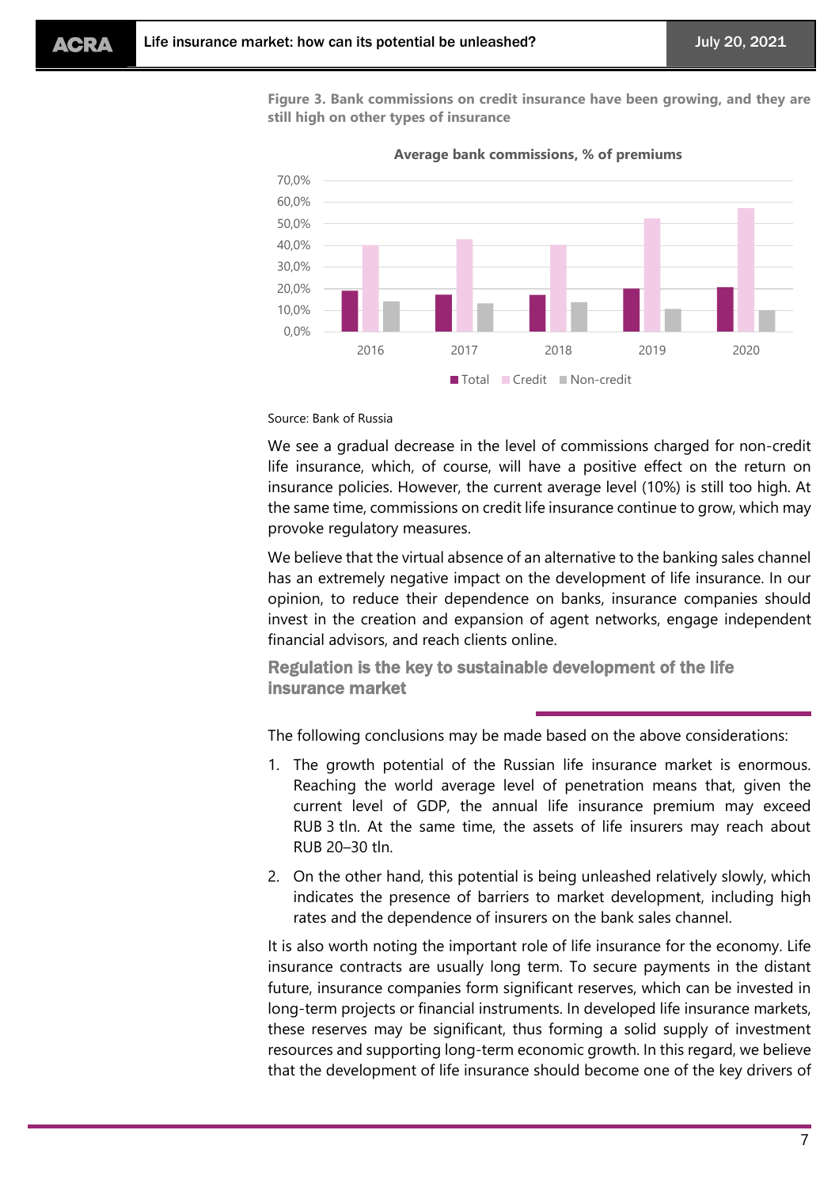**Figure 3. Bank commissions on credit insurance have been growing, and they are still high on other types of insurance**

Average bank commissions, % of premiums

70,0%
60,0%
50,0%
40,0%
30,0%
20,0%
10,0%
0,0%

2016
2017
2018
2019
2020

Total
Credit
Non-credit

Source: Bank of Russia

We see a gradual decrease in the level of commissions charged for non-credit life insurance, which, of course, will have a positive effect on the return on insurance policies. However, the current average level (10%) is still too high. At the same time, commissions on credit life insurance continue to grow, which may provoke regulatory measures.

We believe that the virtual absence of an alternative to the banking sales channel has an extremely negative impact on the development of life insurance. In our opinion, to reduce their dependence on banks, insurance companies should invest in the creation and expansion of agent networks, engage independent financial advisors, and reach clients online.

## Regulation is the key to sustainable development of the life insurance market

The following conclusions may be made based on the above considerations:

1. The growth potential of the Russian life insurance market is enormous. Reaching the world average level of penetration means that, given the current level of GDP, the annual life insurance premium may exceed RUB 3 tln. At the same time, the assets of life insurers may reach about RUB 20–30 tln.
2. On the other hand, this potential is being unleashed relatively slowly, which indicates the presence of barriers to market development, including high rates and the dependence of insurers on the bank sales channel.

It is also worth noting the important role of life insurance for the economy. Life insurance contracts are usually long term. To secure payments in the distant future, insurance companies form significant reserves, which can be invested in long-term projects or financial instruments. In developed life insurance markets, these reserves may be significant, thus forming a solid supply of investment resources and supporting long-term economic growth. In this regard, we believe that the development of life insurance should become one of the key drivers of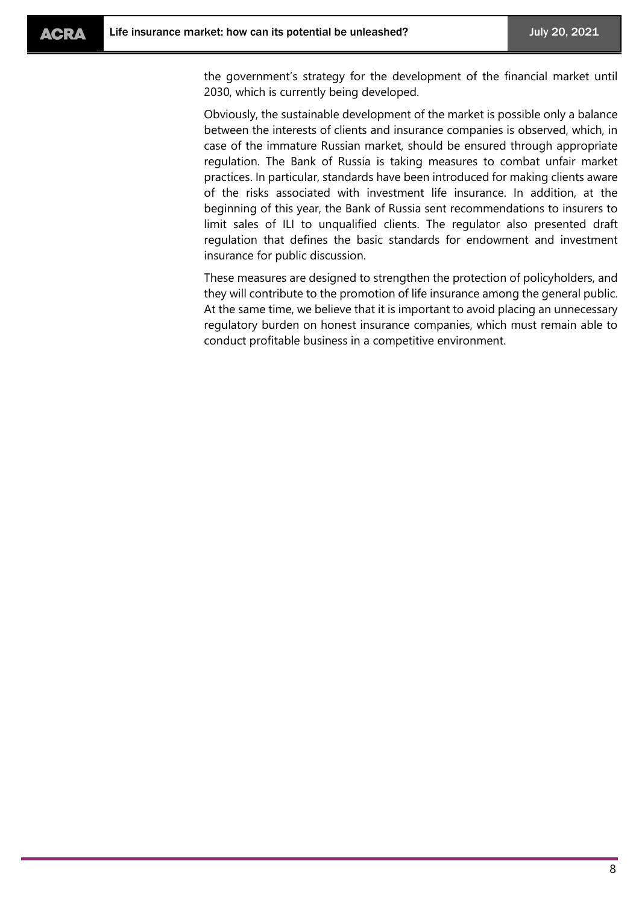the government's strategy for the development of the financial market until 2030, which is currently being developed.

Obviously, the sustainable development of the market is possible only a balance between the interests of clients and insurance companies is observed, which, in case of the immature Russian market, should be ensured through appropriate regulation. The Bank of Russia is taking measures to combat unfair market practices. In particular, standards have been introduced for making clients aware of the risks associated with investment life insurance. In addition, at the beginning of this year, the Bank of Russia sent recommendations to insurers to limit sales of ILI to unqualified clients. The regulator also presented draft regulation that defines the basic standards for endowment and investment insurance for public discussion.

These measures are designed to strengthen the protection of policyholders, and they will contribute to the promotion of life insurance among the general public. At the same time, we believe that it is important to avoid placing an unnecessary regulatory burden on honest insurance companies, which must remain able to conduct profitable business in a competitive environment.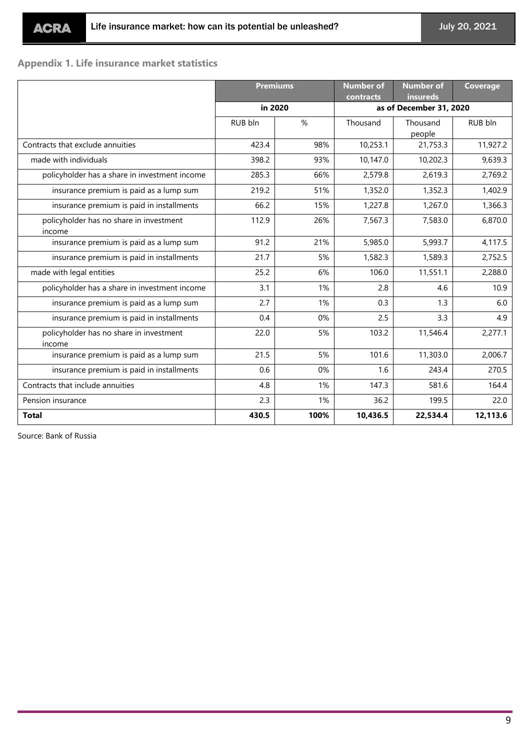## Appendix 1. Life insurance market statistics

| | Premiums | | Number of contracts | Number of insureds | Coverage |
|---|---|---|---|---|---|
| | in 2020 | | as of December 31, 2020 | | |
| | RUB bln | % | Thousand | Thousand people | RUB bln |
| Contracts that exclude annuities | 423.4 | 98% | 10,253.1 | 21,753.3 | 11,927.2 |
| made with individuals | 398.2 | 93% | 10,147.0 | 10,202.3 | 9,639.3 |
| policyholder has a share in investment income | 285.3 | 66% | 2,579.8 | 2,619.3 | 2,769.2 |
| insurance premium is paid as a lump sum | 219.2 | 51% | 1,352.0 | 1,352.3 | 1,402.9 |
| insurance premium is paid in installments | 66.2 | 15% | 1,227.8 | 1,267.0 | 1,366.3 |
| policyholder has no share in investment income | 112.9 | 26% | 7,567.3 | 7,583.0 | 6,870.0 |
| insurance premium is paid as a lump sum | 91.2 | 21% | 5,985.0 | 5,993.7 | 4,117.5 |
| insurance premium is paid in installments | 21.7 | 5% | 1,582.3 | 1,589.3 | 2,752.5 |
| made with legal entities | 25.2 | 6% | 106.0 | 11,551.1 | 2,288.0 |
| policyholder has a share in investment income | 3.1 | 1% | 2.8 | 4.6 | 10.9 |
| insurance premium is paid as a lump sum | 2.7 | 1% | 0.3 | 1.3 | 6.0 |
| insurance premium is paid in installments | 0.4 | 0% | 2.5 | 3.3 | 4.9 |
| policyholder has no share in investment income | 22.0 | 5% | 103.2 | 11,546.4 | 2,277.1 |
| insurance premium is paid as a lump sum | 21.5 | 5% | 101.6 | 11,303.0 | 2,006.7 |
| insurance premium is paid in installments | 0.6 | 0% | 1.6 | 243.4 | 270.5 |
| Contracts that include annuities | 4.8 | 1% | 147.3 | 581.6 | 164.4 |
| Pension insurance | 2.3 | 1% | 36.2 | 199.5 | 22.0 |
| **Total** | **430.5** | **100%** | **10,436.5** | **22,534.4** | **12,113.6** |

Source: Bank of Russia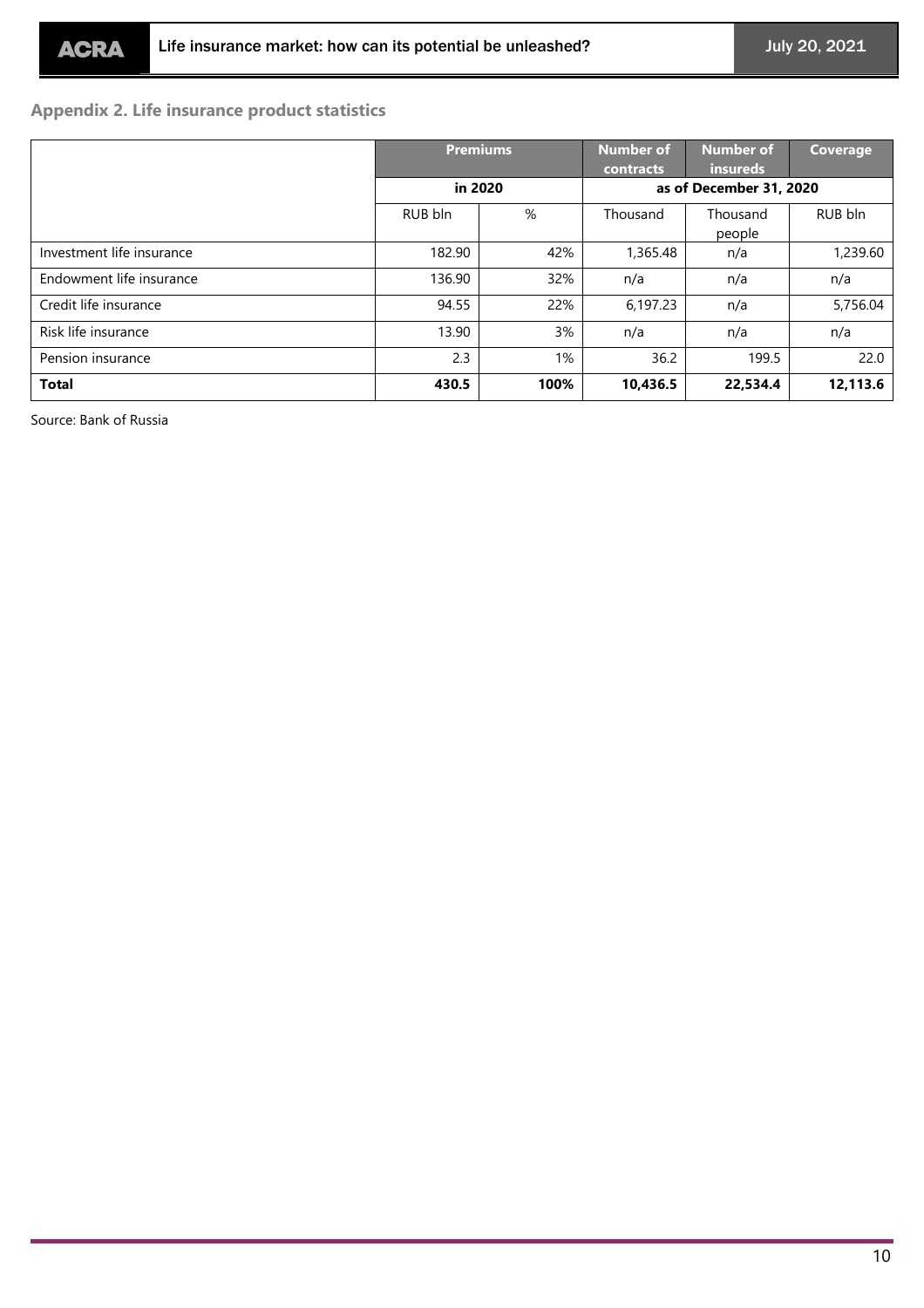## Appendix 2. Life insurance product statistics

| | Premiums | | Number of contracts | Number of insureds | Coverage |
|---|---|---|---|---|---|
| | in 2020 | | as of December 31, 2020 | | |
| | RUB bln | % | Thousand | Thousand people | RUB bln |
| Investment life insurance | 182.90 | 42% | 1,365.48 | n/a | 1,239.60 |
| Endowment life insurance | 136.90 | 32% | n/a | n/a | n/a |
| Credit life insurance | 94.55 | 22% | 6,197.23 | n/a | 5,756.04 |
| Risk life insurance | 13.90 | 3% | n/a | n/a | n/a |
| Pension insurance | 2.3 | 1% | 36.2 | 199.5 | 22.0 |
| **Total** | **430.5** | **100%** | **10,436.5** | **22,534.4** | **12,113.6** |

Source: Bank of Russia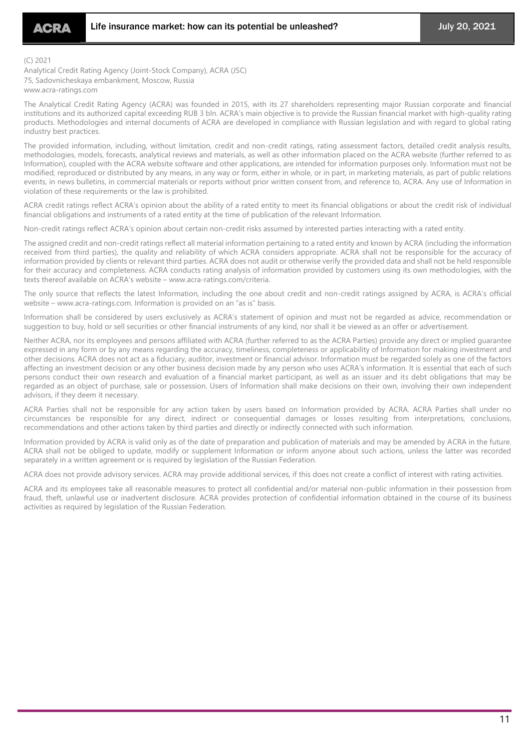(C) 2021

Analytical Credit Rating Agency (Joint-Stock Company), ACRA (JSC)
75, Sadovnicheskaya embankment, Moscow, Russia
www.acra-ratings.com

The Analytical Credit Rating Agency (ACRA) was founded in 2015, with its 27 shareholders representing major Russian corporate and financial institutions and its authorized capital exceeding RUB 3 bln. ACRA's main objective is to provide the Russian financial market with high-quality rating products. Methodologies and internal documents of ACRA are developed in compliance with Russian legislation and with regard to global rating industry best practices.

The provided information, including, without limitation, credit and non-credit ratings, rating assessment factors, detailed credit analysis results, methodologies, models, forecasts, analytical reviews and materials, as well as other information placed on the ACRA website (further referred to as Information), coupled with the ACRA website software and other applications, are intended for information purposes only. Information must not be modified, reproduced or distributed by any means, in any way or form, either in whole, or in part, in marketing materials, as part of public relations events, in news bulletins, in commercial materials or reports without prior written consent from, and reference to, ACRA. Any use of Information in violation of these requirements or the law is prohibited.

ACRA credit ratings reflect ACRA's opinion about the ability of a rated entity to meet its financial obligations or about the credit risk of individual financial obligations and instruments of a rated entity at the time of publication of the relevant Information.

Non-credit ratings reflect ACRA's opinion about certain non-credit risks assumed by interested parties interacting with a rated entity.

The assigned credit and non-credit ratings reflect all material information pertaining to a rated entity and known by ACRA (including the information received from third parties), the quality and reliability of which ACRA considers appropriate. ACRA shall not be responsible for the accuracy of information provided by clients or relevant third parties. ACRA does not audit or otherwise verify the provided data and shall not be held responsible for their accuracy and completeness. ACRA conducts rating analysis of information provided by customers using its own methodologies, with the texts thereof available on ACRA's website – www.acra-ratings.com/criteria.

The only source that reflects the latest Information, including the one about credit and non-credit ratings assigned by ACRA, is ACRA's official website – www.acra-ratings.com. Information is provided on an "as is" basis.

Information shall be considered by users exclusively as ACRA's statement of opinion and must not be regarded as advice, recommendation or suggestion to buy, hold or sell securities or other financial instruments of any kind, nor shall it be viewed as an offer or advertisement.

Neither ACRA, nor its employees and persons affiliated with ACRA (further referred to as the ACRA Parties) provide any direct or implied guarantee expressed in any form or by any means regarding the accuracy, timeliness, completeness or applicability of Information for making investment and other decisions. ACRA does not act as a fiduciary, auditor, investment or financial advisor. Information must be regarded solely as one of the factors affecting an investment decision or any other business decision made by any person who uses ACRA's information. It is essential that each of such persons conduct their own research and evaluation of a financial market participant, as well as an issuer and its debt obligations that may be regarded as an object of purchase, sale or possession. Users of Information shall make decisions on their own, involving their own independent advisors, if they deem it necessary.

ACRA Parties shall not be responsible for any action taken by users based on Information provided by ACRA. ACRA Parties shall under no circumstances be responsible for any direct, indirect or consequential damages or losses resulting from interpretations, conclusions, recommendations and other actions taken by third parties and directly or indirectly connected with such information.

Information provided by ACRA is valid only as of the date of preparation and publication of materials and may be amended by ACRA in the future. ACRA shall not be obliged to update, modify or supplement Information or inform anyone about such actions, unless the latter was recorded separately in a written agreement or is required by legislation of the Russian Federation.

ACRA does not provide advisory services. ACRA may provide additional services, if this does not create a conflict of interest with rating activities.

ACRA and its employees take all reasonable measures to protect all confidential and/or material non-public information in their possession from fraud, theft, unlawful use or inadvertent disclosure. ACRA provides protection of confidential information obtained in the course of its business activities as required by legislation of the Russian Federation.